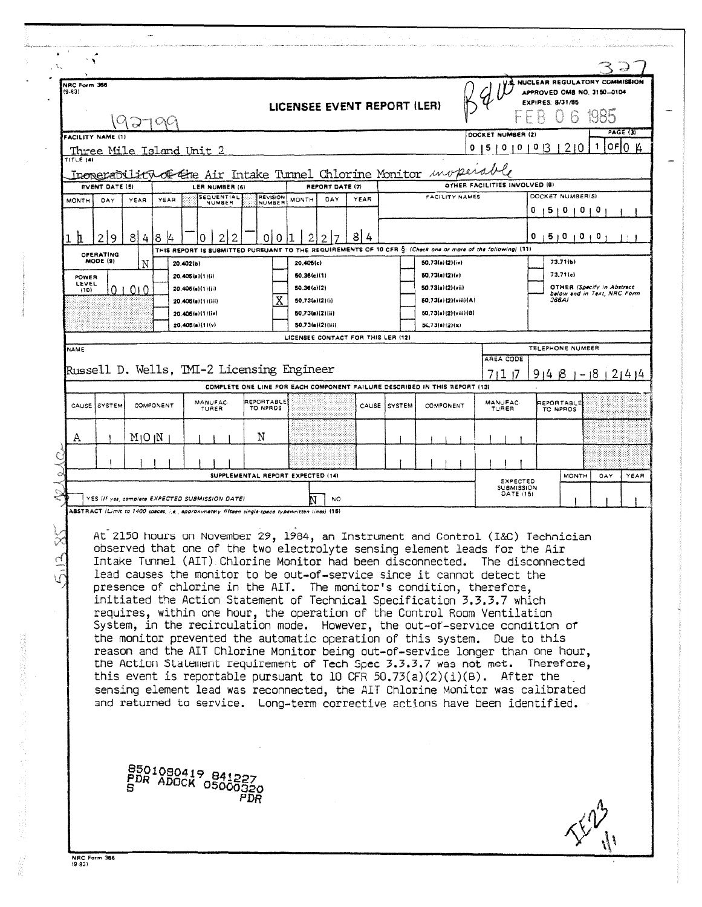NRC Form 366 (9-83)

U.S. NUCLEAR REGULATORY COMMISSION
APPROVED OMB NO. 3150-0104
EXPIRES: 8/31/85

FEB 06 1985

# LICENSEE EVENT REPORT (LER)

192799

| FACILITY NAME (1) | DOCKET NUMBER (2) | PAGE (3) |
|---|---|---|
| Three Mile Island Unit 2 | 0 5 0 0 0 3 2 0 | 1 OF 0 4 |

TITLE (4): ~~Inoperability of the~~ Air Intake Tunnel Chlorine Monitor *inoperable*

| EVENT DATE (5) | | | LER NUMBER (6) | | | REPORT DATE (7) | | | OTHER FACILITIES INVOLVED (8) | |
|---|---|---|---|---|---|---|---|---|---|---|
| MONTH | DAY | YEAR | YEAR | SEQUENTIAL NUMBER | REVISION NUMBER | MONTH | DAY | YEAR | FACILITY NAMES | DOCKET NUMBER(S) |
| 1 1 | 2 9 | 8 4 | 8 4 | 0 2 2 | 0 0 | 1 2 | 2 7 | 8 4 | | 0 5 0 0 0 |
| | | | | | | | | | | 0 5 0 0 0 |

THIS REPORT IS SUBMITTED PURSUANT TO THE REQUIREMENTS OF 10 CFR §: (Check one or more of the following) (11)

OPERATING MODE (9): N

POWER LEVEL (10): 0 0 0

| | | | |
|---|---|---|---|
| 20.402(b) | 20.405(c) | 50.73(a)(2)(iv) | 73.71(b) |
| 20.405(a)(1)(i) | 50.36(c)(1) | 50.73(a)(2)(v) | 73.71(c) |
| 20.405(a)(1)(ii) | 50.36(c)(2) | 50.73(a)(2)(vii) | OTHER (Specify in Abstract below and in Text, NRC Form 366A) |
| 20.405(a)(1)(iii) | X 50.73(a)(2)(i) | 50.73(a)(2)(viii)(A) | |
| 20.405(a)(1)(iv) | 50.73(a)(2)(ii) | 50.73(a)(2)(viii)(B) | |
| 20.405(a)(1)(v) | 50.73(a)(2)(iii) | 50.73(a)(2)(x) | |

LICENSEE CONTACT FOR THIS LER (12)

| NAME | TELEPHONE NUMBER | |
|---|---|---|
| | AREA CODE | |
| Russell D. Wells, TMI-2 Licensing Engineer | 7 1 7 | 9 4 8 - 8 2 4 4 |

COMPLETE ONE LINE FOR EACH COMPONENT FAILURE DESCRIBED IN THIS REPORT (13)

| CAUSE | SYSTEM | COMPONENT | MANUFACTURER | REPORTABLE TO NPRDS | CAUSE | SYSTEM | COMPONENT | MANUFACTURER | REPORTABLE TO NPRDS |
|---|---|---|---|---|---|---|---|---|---|
| A | | M O N | | N | | | | | |
| | | | | | | | | | |

SUPPLEMENTAL REPORT EXPECTED (14)

YES (If yes, complete EXPECTED SUBMISSION DATE) — [X] NO

EXPECTED SUBMISSION DATE (15): MONTH | DAY | YEAR

ABSTRACT (Limit to 1400 spaces, i.e., approximately fifteen single-space typewritten lines) (16)

At 2150 hours on November 29, 1984, an Instrument and Control (I&C) Technician observed that one of the two electrolyte sensing element leads for the Air Intake Tunnel (AIT) Chlorine Monitor had been disconnected. The disconnected lead causes the monitor to be out-of-service since it cannot detect the presence of chlorine in the AIT. The monitor's condition, therefore, initiated the Action Statement of Technical Specification 3.3.3.7 which requires, within one hour, the operation of the Control Room Ventilation System, in the recirculation mode. However, the out-of-service condition of the monitor prevented the automatic operation of this system. Due to this reason and the AIT Chlorine Monitor being out-of-service longer than one hour, the Action Statement requirement of Tech Spec 3.3.3.7 was not met. Therefore, this event is reportable pursuant to 10 CFR 50.73(a)(2)(i)(B). After the sensing element lead was reconnected, the AIT Chlorine Monitor was calibrated and returned to service. Long-term corrective actions have been identified.

8501080419 841227
PDR ADOCK 05000320
S PDR

IE22 1/1

NRC Form 366 (9-83)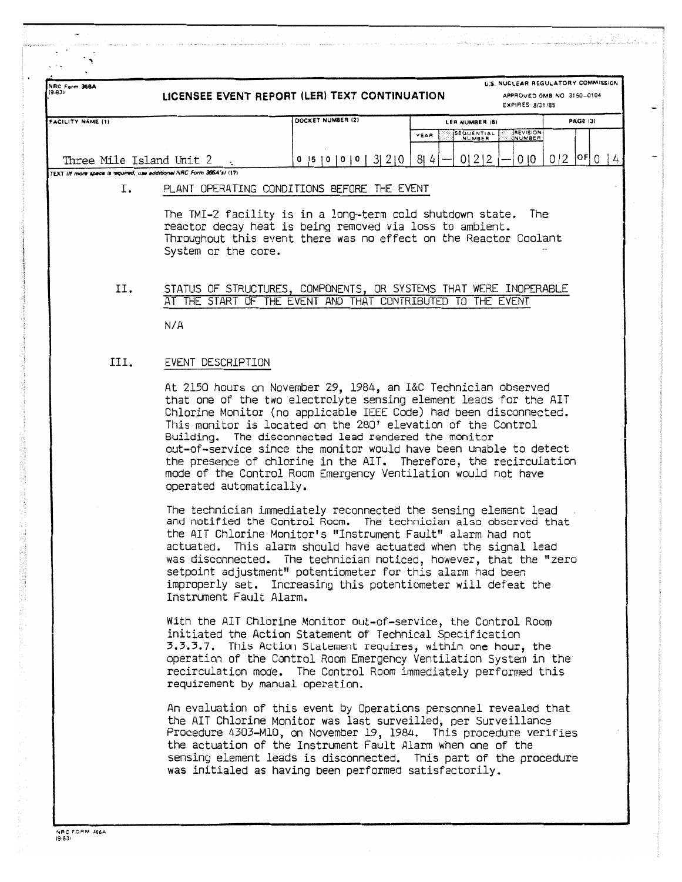NRC Form 366A
(9-83)

# LICENSEE EVENT REPORT (LER) TEXT CONTINUATION

U.S. NUCLEAR REGULATORY COMMISSION
APPROVED OMB NO. 3150-0104
EXPIRES: 8/31/85

| FACILITY NAME (1) | DOCKET NUMBER (2) | LER NUMBER (6) | | | PAGE (3) |
|---|---|---|---|---|---|
| | | YEAR | SEQUENTIAL NUMBER | REVISION NUMBER | |
| Three Mile Island Unit 2 | 0 5 0 0 0 3 2 0 | 8 4 | 0 2 2 | 0 0 | 0 2 OF 0 4 |

TEXT (If more space is required, use additional NRC Form 366A's) (17)

## I. PLANT OPERATING CONDITIONS BEFORE THE EVENT

The TMI-2 facility is in a long-term cold shutdown state. The reactor decay heat is being removed via loss to ambient. Throughout this event there was no effect on the Reactor Coolant System or the core.

## II. STATUS OF STRUCTURES, COMPONENTS, OR SYSTEMS THAT WERE INOPERABLE AT THE START OF THE EVENT AND THAT CONTRIBUTED TO THE EVENT

N/A

## III. EVENT DESCRIPTION

At 2150 hours on November 29, 1984, an I&C Technician observed that one of the two electrolyte sensing element leads for the AIT Chlorine Monitor (no applicable IEEE Code) had been disconnected. This monitor is located on the 280' elevation of the Control Building. The disconnected lead rendered the monitor out-of-service since the monitor would have been unable to detect the presence of chlorine in the AIT. Therefore, the recirculation mode of the Control Room Emergency Ventilation would not have operated automatically.

The technician immediately reconnected the sensing element lead and notified the Control Room. The technician also observed that the AIT Chlorine Monitor's "Instrument Fault" alarm had not actuated. This alarm should have actuated when the signal lead was disconnected. The technician noticed, however, that the "zero setpoint adjustment" potentiometer for this alarm had been improperly set. Increasing this potentiometer will defeat the Instrument Fault Alarm.

With the AIT Chlorine Monitor out-of-service, the Control Room initiated the Action Statement of Technical Specification 3.3.3.7. This Action Statement requires, within one hour, the operation of the Control Room Emergency Ventilation System in the recirculation mode. The Control Room immediately performed this requirement by manual operation.

An evaluation of this event by Operations personnel revealed that the AIT Chlorine Monitor was last surveilled, per Surveillance Procedure 4303-M10, on November 19, 1984. This procedure verifies the actuation of the Instrument Fault Alarm when one of the sensing element leads is disconnected. This part of the procedure was initialed as having been performed satisfactorily.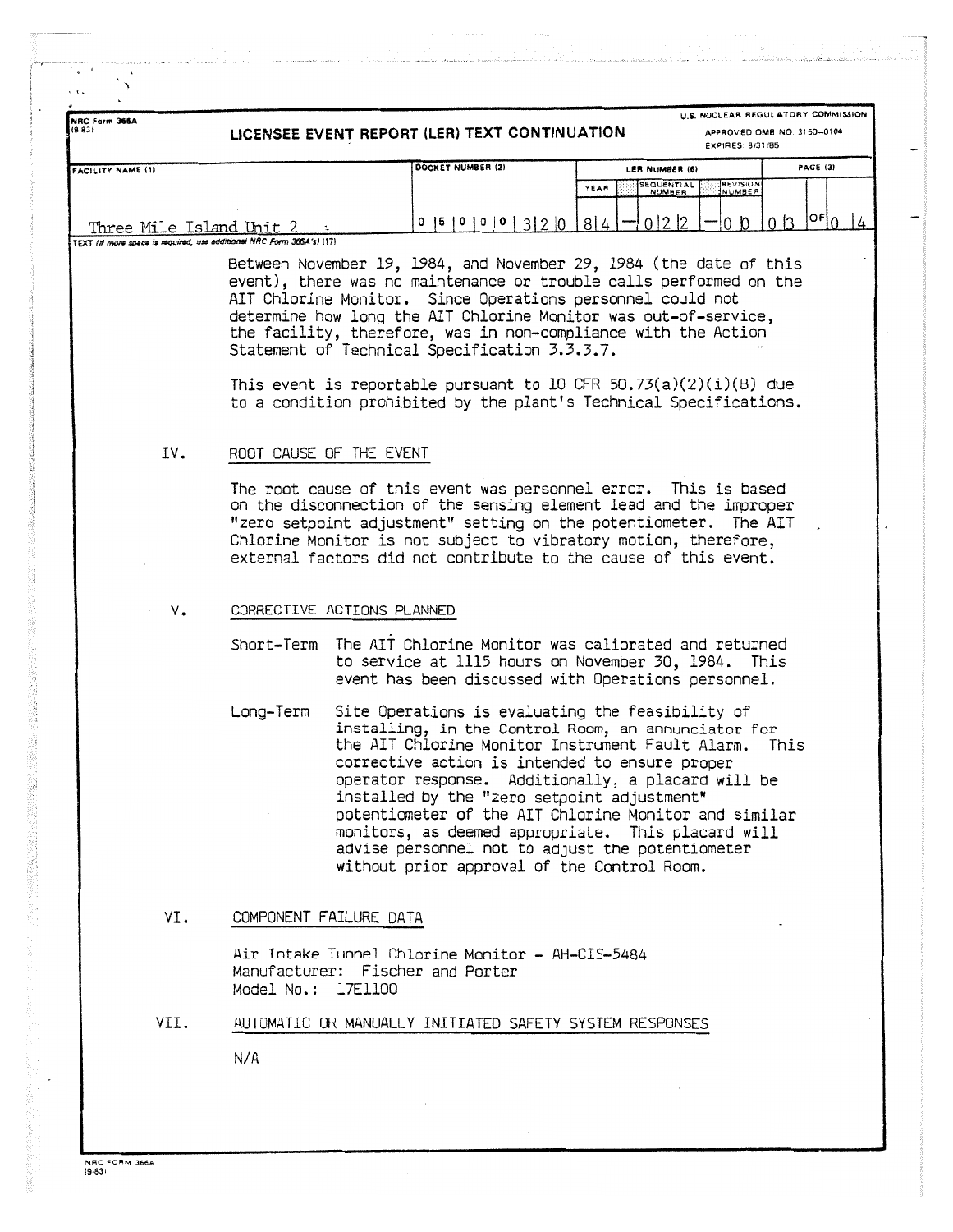NRC Form 366A
(9-83)

# LICENSEE EVENT REPORT (LER) TEXT CONTINUATION

U.S. NUCLEAR REGULATORY COMMISSION
APPROVED OMB NO. 3150-0104
EXPIRES: 8/31/85

| FACILITY NAME (1) | DOCKET NUMBER (2) | LER NUMBER (6) YEAR | SEQUENTIAL NUMBER | REVISION NUMBER | PAGE (3) |
|---|---|---|---|---|---|
| Three Mile Island Unit 2 | 0 5 0 0 0 3 2 0 | 8 4 | 0 2 2 | 0 0 | 0 3 OF 0 4 |

TEXT (If more space is required, use additional NRC Form 366A's) (17)

Between November 19, 1984, and November 29, 1984 (the date of this event), there was no maintenance or trouble calls performed on the AIT Chlorine Monitor. Since Operations personnel could not determine how long the AIT Chlorine Monitor was out-of-service, the facility, therefore, was in non-compliance with the Action Statement of Technical Specification 3.3.3.7.

This event is reportable pursuant to 10 CFR 50.73(a)(2)(i)(B) due to a condition prohibited by the plant's Technical Specifications.

## IV. ROOT CAUSE OF THE EVENT

The root cause of this event was personnel error. This is based on the disconnection of the sensing element lead and the improper "zero setpoint adjustment" setting on the potentiometer. The AIT Chlorine Monitor is not subject to vibratory motion, therefore, external factors did not contribute to the cause of this event.

## V. CORRECTIVE ACTIONS PLANNED

Short-Term: The AIT Chlorine Monitor was calibrated and returned to service at 1115 hours on November 30, 1984. This event has been discussed with Operations personnel.

Long-Term: Site Operations is evaluating the feasibility of installing, in the Control Room, an annunciator for the AIT Chlorine Monitor Instrument Fault Alarm. This corrective action is intended to ensure proper operator response. Additionally, a placard will be installed by the "zero setpoint adjustment" potentiometer of the AIT Chlorine Monitor and similar monitors, as deemed appropriate. This placard will advise personnel not to adjust the potentiometer without prior approval of the Control Room.

## VI. COMPONENT FAILURE DATA

Air Intake Tunnel Chlorine Monitor - AH-CIS-5484
Manufacturer: Fischer and Porter
Model No.: 17E1100

## VII. AUTOMATIC OR MANUALLY INITIATED SAFETY SYSTEM RESPONSES

N/A

NRC FORM 366A
(9-83)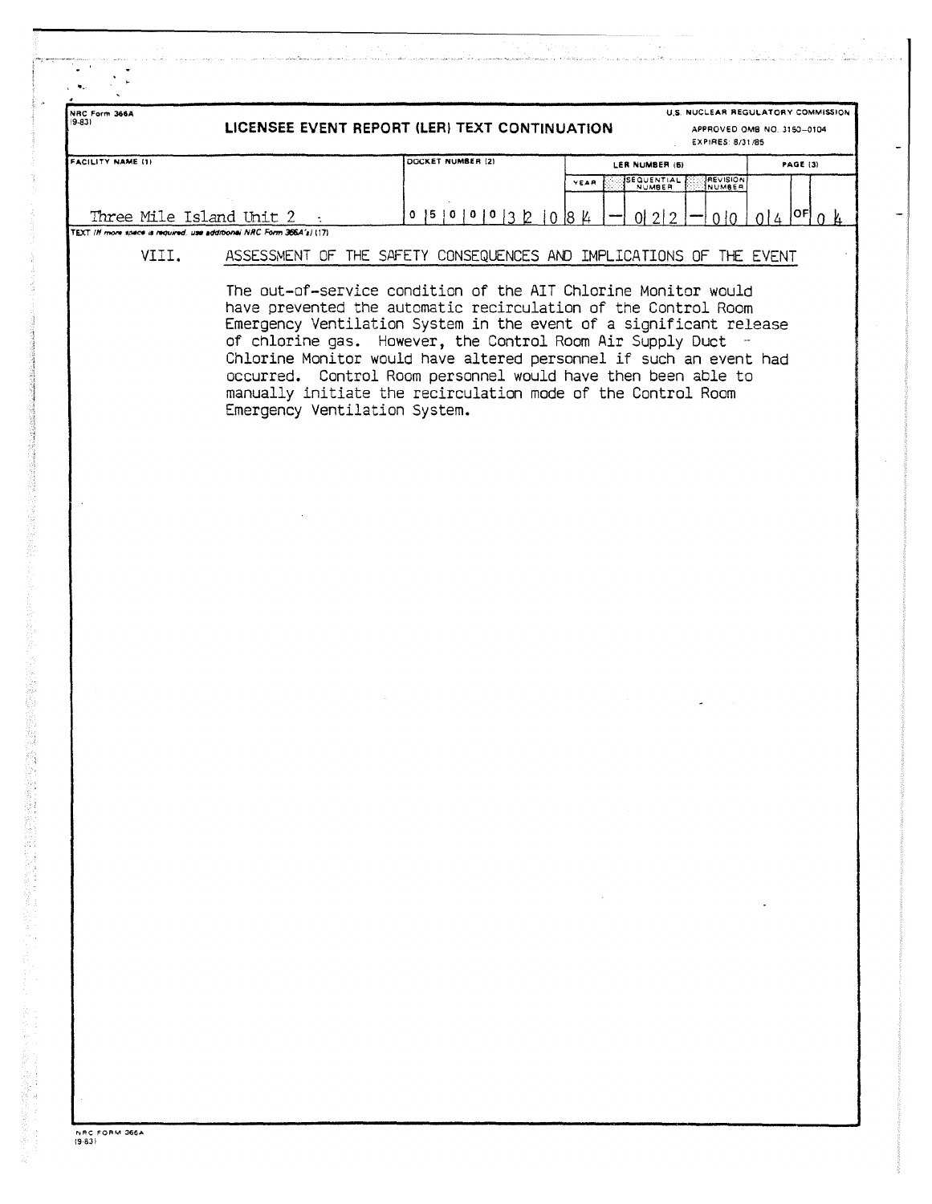NRC Form 366A
(9-83)

**LICENSEE EVENT REPORT (LER) TEXT CONTINUATION**

U.S. NUCLEAR REGULATORY COMMISSION
APPROVED OMB NO. 3150-0104
EXPIRES: 8/31/85

| FACILITY NAME (1) | DOCKET NUMBER (2) | LER NUMBER (6) | | | PAGE (3) |
|---|---|---|---|---|---|
| | | YEAR | SEQUENTIAL NUMBER | REVISION NUMBER | |
| Three Mile Island Unit 2 | 0 5 0 0 0 3 2 0 | 8 4 | 0 2 2 | 0 0 | 0 4 OF 0 4 |

TEXT (If more space is required, use additional NRC Form 366A's) (17)

## VIII. ASSESSMENT OF THE SAFETY CONSEQUENCES AND IMPLICATIONS OF THE EVENT

The out-of-service condition of the AIT Chlorine Monitor would have prevented the automatic recirculation of the Control Room Emergency Ventilation System in the event of a significant release of chlorine gas. However, the Control Room Air Supply Duct Chlorine Monitor would have altered personnel if such an event had occurred. Control Room personnel would have then been able to manually initiate the recirculation mode of the Control Room Emergency Ventilation System.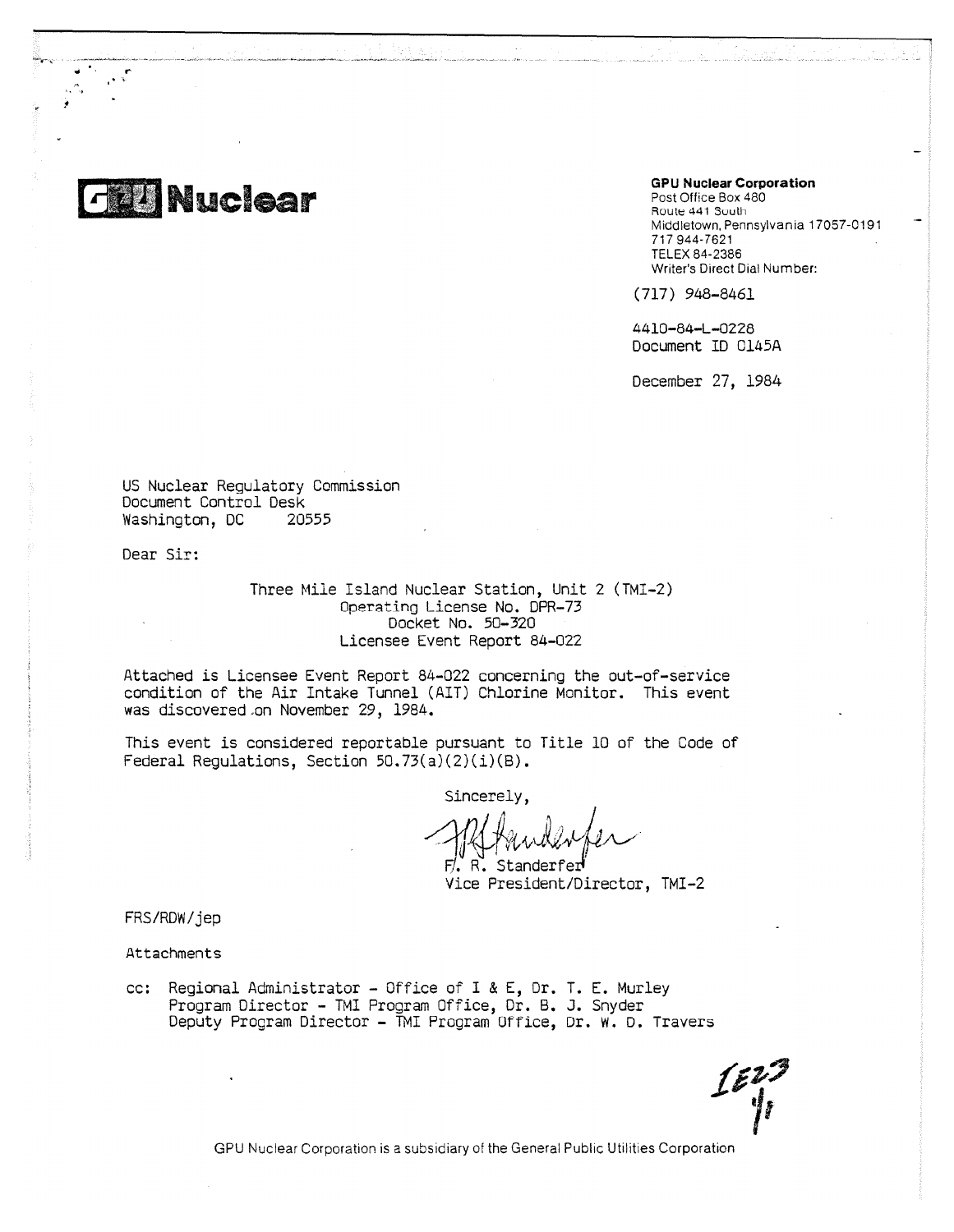**GPU Nuclear**

**GPU Nuclear Corporation**
Post Office Box 480
Route 441 South
Middletown, Pennsylvania 17057-0191
717 944-7621
TELEX 84-2386
Writer's Direct Dial Number:

(717) 948-8461

4410-84-L-0228
Document ID 0145A

December 27, 1984

US Nuclear Regulatory Commission
Document Control Desk
Washington, DC 20555

Dear Sir:

Three Mile Island Nuclear Station, Unit 2 (TMI-2)
Operating License No. DPR-73
Docket No. 50-320
Licensee Event Report 84-022

Attached is Licensee Event Report 84-022 concerning the out-of-service condition of the Air Intake Tunnel (AIT) Chlorine Monitor. This event was discovered on November 29, 1984.

This event is considered reportable pursuant to Title 10 of the Code of Federal Regulations, Section 50.73(a)(2)(i)(B).

Sincerely,

F. R. Standerfer
Vice President/Director, TMI-2

FRS/RDW/jep

Attachments

cc: Regional Administrator - Office of I & E, Dr. T. E. Murley
Program Director - TMI Program Office, Dr. B. J. Snyder
Deputy Program Director - TMI Program Office, Dr. W. D. Travers

IE22
1/1

GPU Nuclear Corporation is a subsidiary of the General Public Utilities Corporation